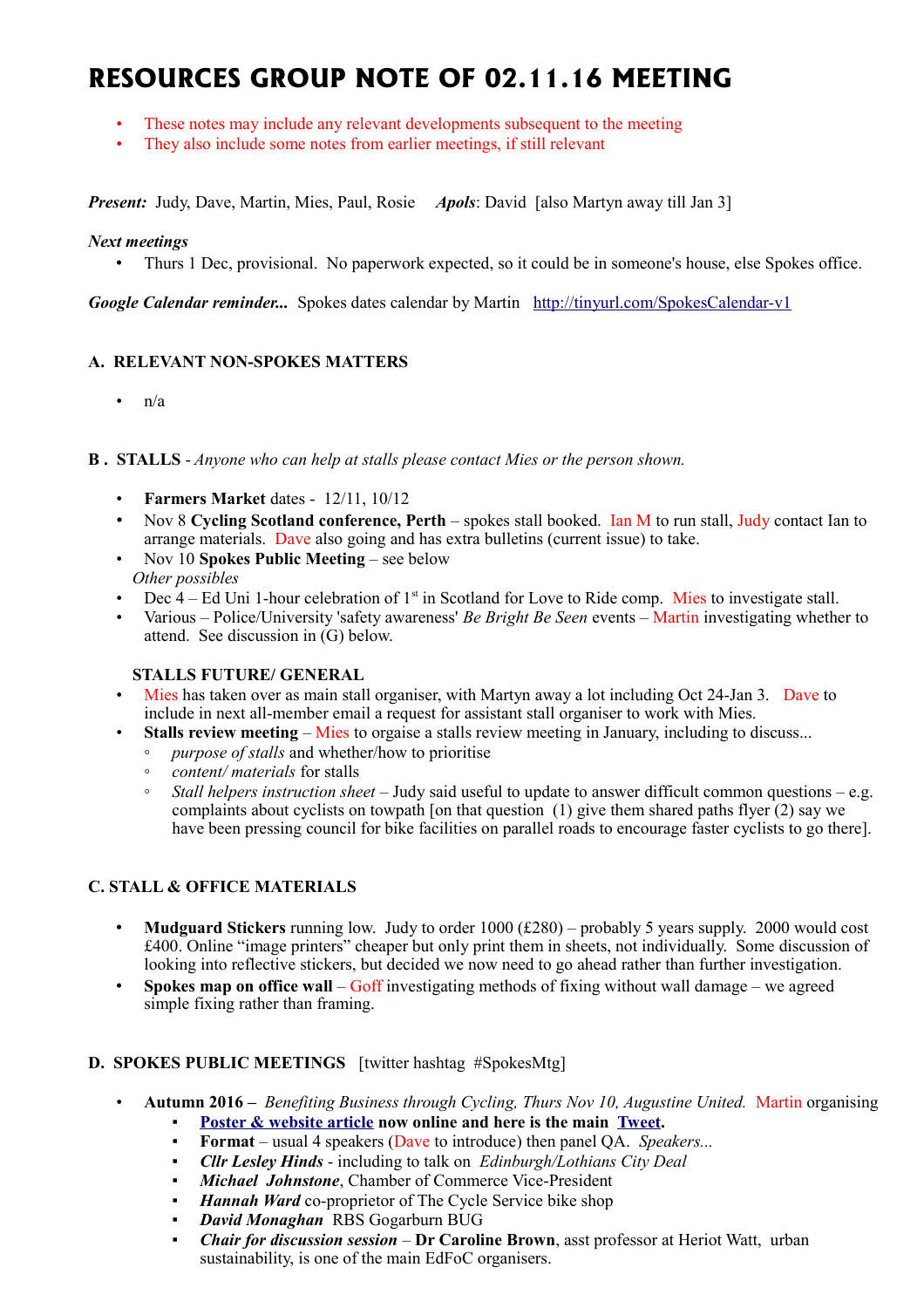# RESOURCES GROUP NOTE OF 02.11.16 MEETING

- These notes may include any relevant developments subsequent to the meeting
- They also include some notes from earlier meetings, if still relevant

***Present:*** Judy, Dave, Martin, Mies, Paul, Rosie ***Apols***: David [also Martyn away till Jan 3]

***Next meetings***

- Thurs 1 Dec, provisional. No paperwork expected, so it could be in someone's house, else Spokes office.

***Google Calendar reminder...*** Spokes dates calendar by Martin http://tinyurl.com/SpokesCalendar-v1

### A. RELEVANT NON-SPOKES MATTERS

- n/a

### B . STALLS - *Anyone who can help at stalls please contact Mies or the person shown.*

- **Farmers Market** dates - 12/11, 10/12
- Nov 8 **Cycling Scotland conference, Perth** – spokes stall booked. Ian M to run stall, Judy contact Ian to arrange materials. Dave also going and has extra bulletins (current issue) to take.
- Nov 10 **Spokes Public Meeting** – see below

*Other possibles*

- Dec 4 – Ed Uni 1-hour celebration of 1st in Scotland for Love to Ride comp. Mies to investigate stall.
- Various – Police/University 'safety awareness' *Be Bright Be Seen* events – Martin investigating whether to attend. See discussion in (G) below.

**STALLS FUTURE/ GENERAL**

- Mies has taken over as main stall organiser, with Martyn away a lot including Oct 24-Jan 3. Dave to include in next all-member email a request for assistant stall organiser to work with Mies.
- **Stalls review meeting** – Mies to orgaise a stalls review meeting in January, including to discuss...
  - *purpose of stalls* and whether/how to prioritise
  - *content/ materials* for stalls
  - *Stall helpers instruction sheet* – Judy said useful to update to answer difficult common questions – e.g. complaints about cyclists on towpath [on that question (1) give them shared paths flyer (2) say we have been pressing council for bike facilities on parallel roads to encourage faster cyclists to go there].

### C. STALL & OFFICE MATERIALS

- **Mudguard Stickers** running low. Judy to order 1000 (£280) – probably 5 years supply. 2000 would cost £400. Online "image printers" cheaper but only print them in sheets, not individually. Some discussion of looking into reflective stickers, but decided we now need to go ahead rather than further investigation.
- **Spokes map on office wall** – Goff investigating methods of fixing without wall damage – we agreed simple fixing rather than framing.

### D. SPOKES PUBLIC MEETINGS [twitter hashtag #SpokesMtg]

- **Autumn 2016 –** *Benefiting Business through Cycling, Thurs Nov 10, Augustine United.* Martin organising
  - **Poster & website article now online and here is the main Tweet.**
  - **Format** – usual 4 speakers (Dave to introduce) then panel QA. *Speakers...*
  - ***Cllr Lesley Hinds*** - including to talk on *Edinburgh/Lothians City Deal*
  - ***Michael Johnstone***, Chamber of Commerce Vice-President
  - ***Hannah Ward*** co-proprietor of The Cycle Service bike shop
  - ***David Monaghan*** RBS Gogarburn BUG
  - ***Chair for discussion session*** – **Dr Caroline Brown**, asst professor at Heriot Watt, urban sustainability, is one of the main EdFoC organisers.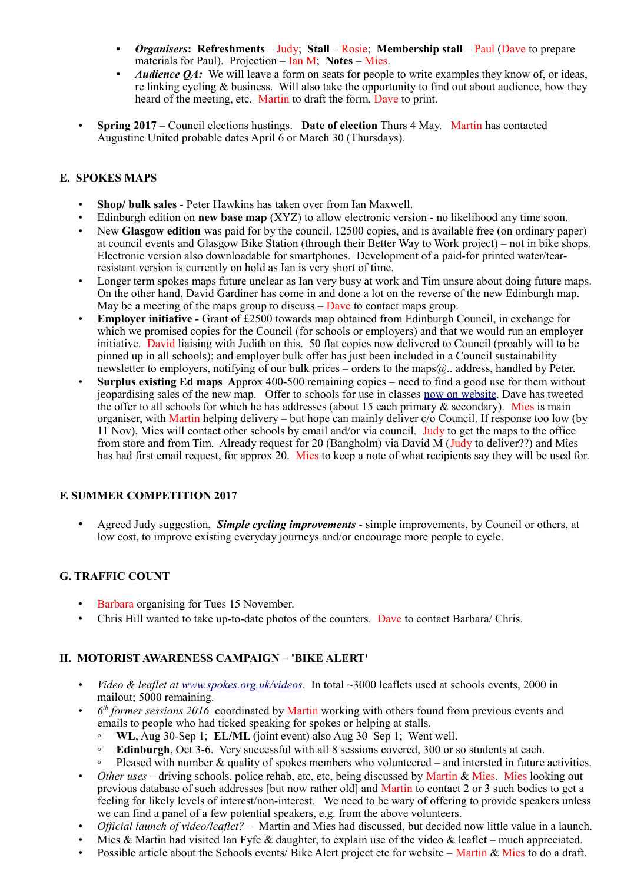- ***Organisers*: Refreshments** – Judy; **Stall** – Rosie; **Membership stall** – Paul (Dave to prepare materials for Paul). Projection – Ian M; **Notes** – Mies.
- ***Audience QA:*** We will leave a form on seats for people to write examples they know of, or ideas, re linking cycling & business. Will also take the opportunity to find out about audience, how they heard of the meeting, etc. Martin to draft the form, Dave to print.

- **Spring 2017** – Council elections hustings. **Date of election** Thurs 4 May. Martin has contacted Augustine United probable dates April 6 or March 30 (Thursdays).

## E. SPOKES MAPS

- **Shop/ bulk sales** - Peter Hawkins has taken over from Ian Maxwell.
- Edinburgh edition on **new base map** (XYZ) to allow electronic version - no likelihood any time soon.
- New **Glasgow edition** was paid for by the council, 12500 copies, and is available free (on ordinary paper) at council events and Glasgow Bike Station (through their Better Way to Work project) – not in bike shops. Electronic version also downloadable for smartphones. Development of a paid-for printed water/tear-resistant version is currently on hold as Ian is very short of time.
- Longer term spokes maps future unclear as Ian very busy at work and Tim unsure about doing future maps. On the other hand, David Gardiner has come in and done a lot on the reverse of the new Edinburgh map. May be a meeting of the maps group to discuss – Dave to contact maps group.
- **Employer initiative -** Grant of £2500 towards map obtained from Edinburgh Council, in exchange for which we promised copies for the Council (for schools or employers) and that we would run an employer initiative. David liaising with Judith on this. 50 flat copies now delivered to Council (proably will to be pinned up in all schools); and employer bulk offer has just been included in a Council sustainability newsletter to employers, notifying of our bulk prices – orders to the maps@.. address, handled by Peter.
- **Surplus existing Ed maps** Approx 400-500 remaining copies – need to find a good use for them without jeopardising sales of the new map. Offer to schools for use in classes now on website. Dave has tweeted the offer to all schools for which he has addresses (about 15 each primary & secondary). Mies is main organiser, with Martin helping delivery – but hope can mainly deliver c/o Council. If response too low (by 11 Nov), Mies will contact other schools by email and/or via council. Judy to get the maps to the office from store and from Tim. Already request for 20 (Bangholm) via David M (Judy to deliver??) and Mies has had first email request, for approx 20. Mies to keep a note of what recipients say they will be used for.

## F. SUMMER COMPETITION 2017

- Agreed Judy suggestion, ***Simple cycling improvements*** - simple improvements, by Council or others, at low cost, to improve existing everyday journeys and/or encourage more people to cycle.

## G. TRAFFIC COUNT

- Barbara organising for Tues 15 November.
- Chris Hill wanted to take up-to-date photos of the counters. Dave to contact Barbara/ Chris.

## H. MOTORIST AWARENESS CAMPAIGN – 'BIKE ALERT'

- *Video & leaflet at www.spokes.org.uk/videos*. In total ~3000 leaflets used at schools events, 2000 in mailout; 5000 remaining.
- *6th former sessions 2016* coordinated by Martin working with others found from previous events and emails to people who had ticked speaking for spokes or helping at stalls.
  - **WL**, Aug 30-Sep 1; **EL/ML** (joint event) also Aug 30–Sep 1; Went well.
  - **Edinburgh**, Oct 3-6. Very successful with all 8 sessions covered, 300 or so students at each.
  - Pleased with number & quality of spokes members who volunteered – and intersted in future activities.
- *Other uses* – driving schools, police rehab, etc, etc, being discussed by Martin & Mies. Mies looking out previous database of such addresses [but now rather old] and Martin to contact 2 or 3 such bodies to get a feeling for likely levels of interest/non-interest. We need to be wary of offering to provide speakers unless we can find a panel of a few potential speakers, e.g. from the above volunteers.
- *Official launch of video/leaflet?* – Martin and Mies had discussed, but decided now little value in a launch.
- Mies & Martin had visited Ian Fyfe & daughter, to explain use of the video & leaflet – much appreciated.
- Possible article about the Schools events/ Bike Alert project etc for website – Martin & Mies to do a draft.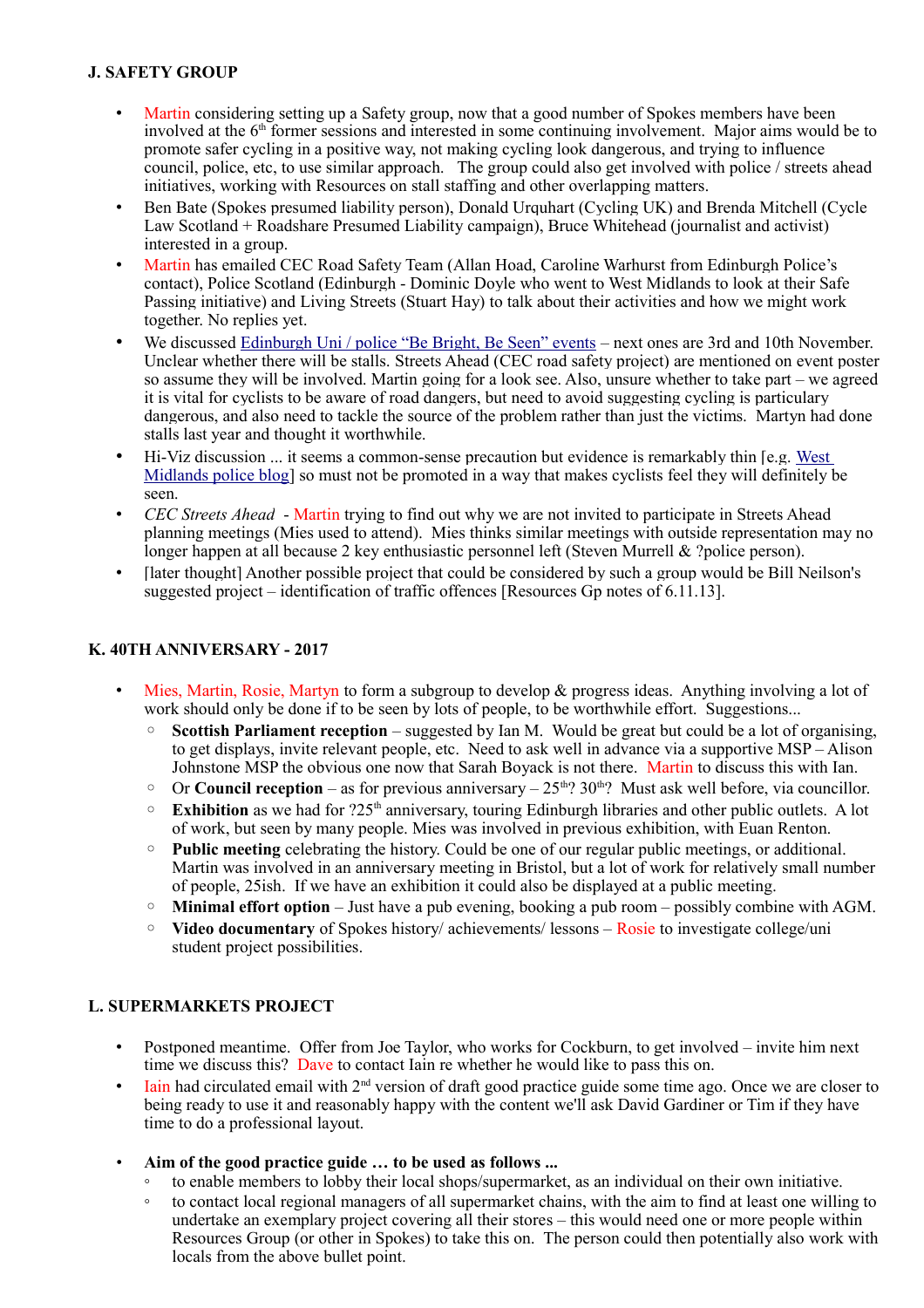### J. SAFETY GROUP

- Martin considering setting up a Safety group, now that a good number of Spokes members have been involved at the 6th former sessions and interested in some continuing involvement. Major aims would be to promote safer cycling in a positive way, not making cycling look dangerous, and trying to influence council, police, etc, to use similar approach. The group could also get involved with police / streets ahead initiatives, working with Resources on stall staffing and other overlapping matters.
- Ben Bate (Spokes presumed liability person), Donald Urquhart (Cycling UK) and Brenda Mitchell (Cycle Law Scotland + Roadshare Presumed Liability campaign), Bruce Whitehead (journalist and activist) interested in a group.
- Martin has emailed CEC Road Safety Team (Allan Hoad, Caroline Warhurst from Edinburgh Police's contact), Police Scotland (Edinburgh - Dominic Doyle who went to West Midlands to look at their Safe Passing initiative) and Living Streets (Stuart Hay) to talk about their activities and how we might work together. No replies yet.
- We discussed Edinburgh Uni / police "Be Bright, Be Seen" events – next ones are 3rd and 10th November. Unclear whether there will be stalls. Streets Ahead (CEC road safety project) are mentioned on event poster so assume they will be involved. Martin going for a look see. Also, unsure whether to take part – we agreed it is vital for cyclists to be aware of road dangers, but need to avoid suggesting cycling is particulary dangerous, and also need to tackle the source of the problem rather than just the victims. Martyn had done stalls last year and thought it worthwhile.
- Hi-Viz discussion ... it seems a common-sense precaution but evidence is remarkably thin [e.g. West Midlands police blog] so must not be promoted in a way that makes cyclists feel they will definitely be seen.
- *CEC Streets Ahead* - Martin trying to find out why we are not invited to participate in Streets Ahead planning meetings (Mies used to attend). Mies thinks similar meetings with outside representation may no longer happen at all because 2 key enthusiastic personnel left (Steven Murrell & ?police person).
- [later thought] Another possible project that could be considered by such a group would be Bill Neilson's suggested project – identification of traffic offences [Resources Gp notes of 6.11.13].

### K. 40TH ANNIVERSARY - 2017

- Mies, Martin, Rosie, Martyn to form a subgroup to develop & progress ideas. Anything involving a lot of work should only be done if to be seen by lots of people, to be worthwhile effort. Suggestions...
  - **Scottish Parliament reception** – suggested by Ian M. Would be great but could be a lot of organising, to get displays, invite relevant people, etc. Need to ask well in advance via a supportive MSP – Alison Johnstone MSP the obvious one now that Sarah Boyack is not there. Martin to discuss this with Ian.
  - Or **Council reception** – as for previous anniversary – 25th? 30th? Must ask well before, via councillor.
  - **Exhibition** as we had for ?25th anniversary, touring Edinburgh libraries and other public outlets. A lot of work, but seen by many people. Mies was involved in previous exhibition, with Euan Renton.
  - **Public meeting** celebrating the history. Could be one of our regular public meetings, or additional. Martin was involved in an anniversary meeting in Bristol, but a lot of work for relatively small number of people, 25ish. If we have an exhibition it could also be displayed at a public meeting.
  - **Minimal effort option** – Just have a pub evening, booking a pub room – possibly combine with AGM.
  - **Video documentary** of Spokes history/ achievements/ lessons – Rosie to investigate college/uni student project possibilities.

### L. SUPERMARKETS PROJECT

- Postponed meantime. Offer from Joe Taylor, who works for Cockburn, to get involved – invite him next time we discuss this? Dave to contact Iain re whether he would like to pass this on.
- Iain had circulated email with 2nd version of draft good practice guide some time ago. Once we are closer to being ready to use it and reasonably happy with the content we'll ask David Gardiner or Tim if they have time to do a professional layout.

- **Aim of the good practice guide … to be used as follows ...**
  - to enable members to lobby their local shops/supermarket, as an individual on their own initiative.
  - to contact local regional managers of all supermarket chains, with the aim to find at least one willing to undertake an exemplary project covering all their stores – this would need one or more people within Resources Group (or other in Spokes) to take this on. The person could then potentially also work with locals from the above bullet point.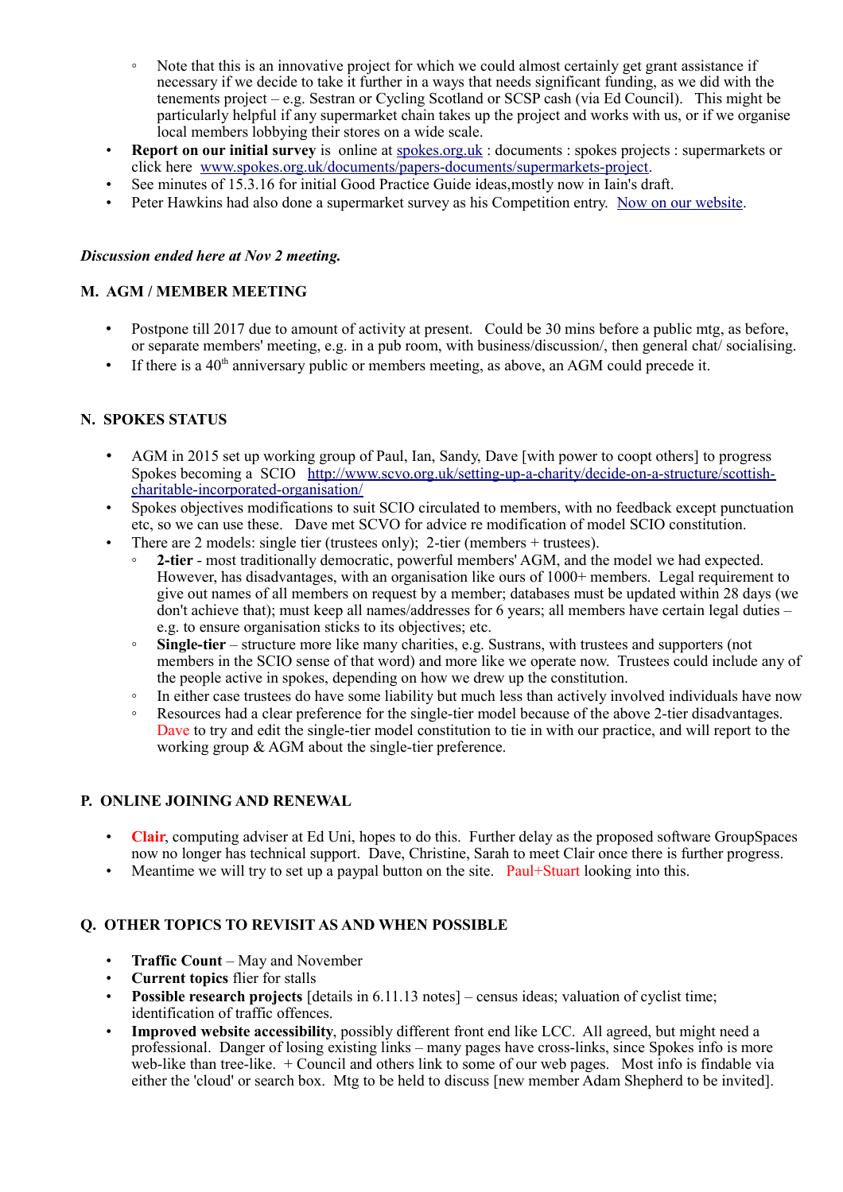- Note that this is an innovative project for which we could almost certainly get grant assistance if necessary if we decide to take it further in a ways that needs significant funding, as we did with the tenements project – e.g. Sestran or Cycling Scotland or SCSP cash (via Ed Council). This might be particularly helpful if any supermarket chain takes up the project and works with us, or if we organise local members lobbying their stores on a wide scale.
- **Report on our initial survey** is online at spokes.org.uk : documents : spokes projects : supermarkets or click here www.spokes.org.uk/documents/papers-documents/supermarkets-project.
- See minutes of 15.3.16 for initial Good Practice Guide ideas,mostly now in Iain's draft.
- Peter Hawkins had also done a supermarket survey as his Competition entry. Now on our website.

***Discussion ended here at Nov 2 meeting.***

## M. AGM / MEMBER MEETING

- Postpone till 2017 due to amount of activity at present. Could be 30 mins before a public mtg, as before, or separate members' meeting, e.g. in a pub room, with business/discussion/, then general chat/ socialising.
- If there is a 40th anniversary public or members meeting, as above, an AGM could precede it.

## N. SPOKES STATUS

- AGM in 2015 set up working group of Paul, Ian, Sandy, Dave [with power to coopt others] to progress Spokes becoming a SCIO http://www.scvo.org.uk/setting-up-a-charity/decide-on-a-structure/scottish-charitable-incorporated-organisation/
- Spokes objectives modifications to suit SCIO circulated to members, with no feedback except punctuation etc, so we can use these. Dave met SCVO for advice re modification of model SCIO constitution.
- There are 2 models: single tier (trustees only); 2-tier (members + trustees).
  - **2-tier** - most traditionally democratic, powerful members' AGM, and the model we had expected. However, has disadvantages, with an organisation like ours of 1000+ members. Legal requirement to give out names of all members on request by a member; databases must be updated within 28 days (we don't achieve that); must keep all names/addresses for 6 years; all members have certain legal duties – e.g. to ensure organisation sticks to its objectives; etc.
  - **Single-tier** – structure more like many charities, e.g. Sustrans, with trustees and supporters (not members in the SCIO sense of that word) and more like we operate now. Trustees could include any of the people active in spokes, depending on how we drew up the constitution.
  - In either case trustees do have some liability but much less than actively involved individuals have now
  - Resources had a clear preference for the single-tier model because of the above 2-tier disadvantages. Dave to try and edit the single-tier model constitution to tie in with our practice, and will report to the working group & AGM about the single-tier preference.

## P. ONLINE JOINING AND RENEWAL

- **Clair**, computing adviser at Ed Uni, hopes to do this. Further delay as the proposed software GroupSpaces now no longer has technical support. Dave, Christine, Sarah to meet Clair once there is further progress.
- Meantime we will try to set up a paypal button on the site. Paul+Stuart looking into this.

## Q. OTHER TOPICS TO REVISIT AS AND WHEN POSSIBLE

- **Traffic Count** – May and November
- **Current topics** flier for stalls
- **Possible research projects** [details in 6.11.13 notes] – census ideas; valuation of cyclist time; identification of traffic offences.
- **Improved website accessibility**, possibly different front end like LCC. All agreed, but might need a professional. Danger of losing existing links – many pages have cross-links, since Spokes info is more web-like than tree-like. + Council and others link to some of our web pages. Most info is findable via either the 'cloud' or search box. Mtg to be held to discuss [new member Adam Shepherd to be invited].